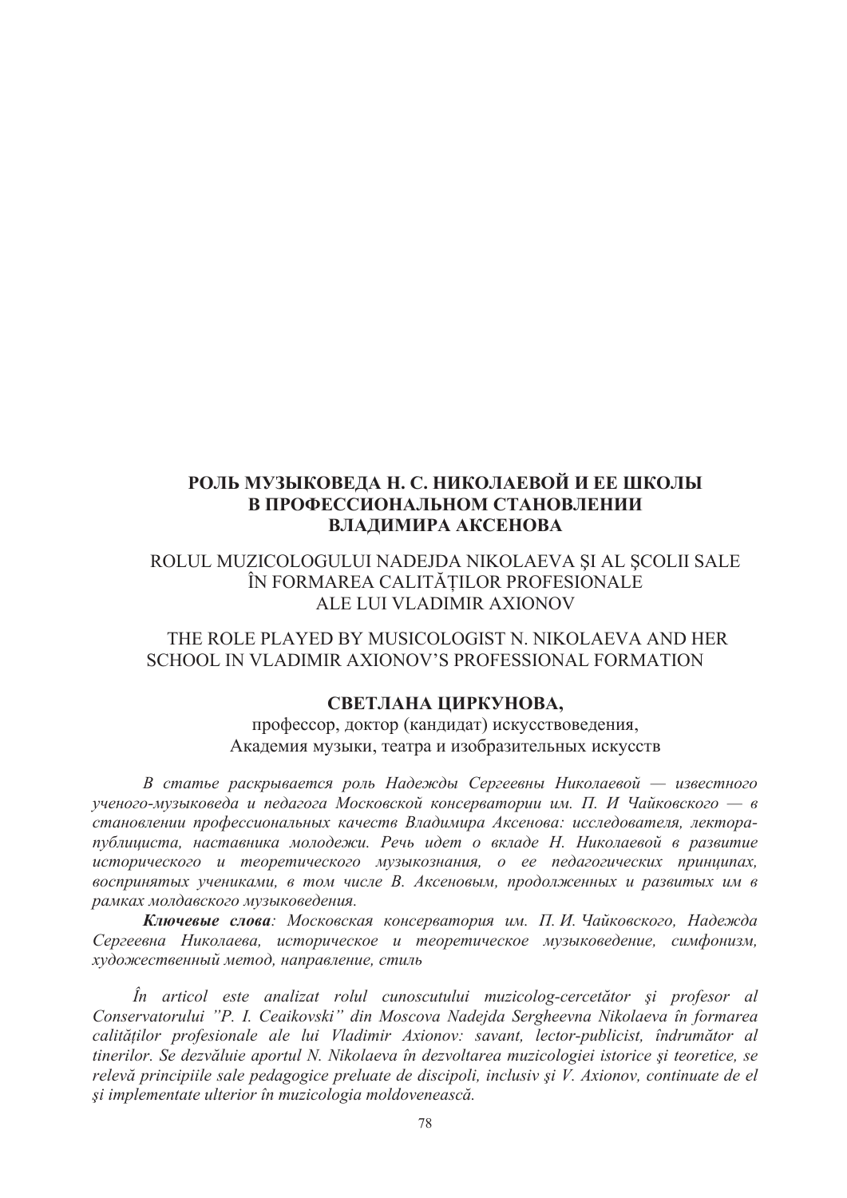# РОЛЬ МУЗЫКОВЕДА Н. С. НИКОЛАЕВОЙ И ЕЕ ШКОЛЫ В ПРОФЕССИОНАЛЬНОМ СТАНОВЛЕНИИ ВЛАДИМИРА АКСЕНОВА

## ROLUL MUZICOLOGULUI NADEJDA NIKOLAEVA ŞI AL ŞCOLII SALE ÎN FORMAREA CALITĂŢILOR PROFESIONALE ALE LUI VLADIMIR AXIONOV

## THE ROLE PLAYED BY MUSICOLOGIST N. NIKOLAEVA AND HER SCHOOL IN VLADIMIR AXIONOV'S PROFESSIONAL FORMATION

**СВЕТЛАНА ЦИРКУНОВА,**
профессор, доктор (кандидат) искусствоведения,
Академия музыки, театра и изобразительных искусств

*В статье раскрывается роль Надежды Сергеевны Николаевой — известного ученого-музыковеда и педагога Московской консерватории им. П. И Чайковского — в становлении профессиональных качеств Владимира Аксенова: исследователя, лектора-публициста, наставника молодежи. Речь идет о вкладе Н. Николаевой в развитие исторического и теоретического музыкознания, о ее педагогических принципах, воспринятых учениками, в том числе В. Аксеновым, продолженных и развитых им в рамках молдавского музыковедения.*

***Ключевые слова**: Московская консерватория им. П. И. Чайковского, Надежда Сергеевна Николаева, историческое и теоретическое музыковедение, симфонизм, художественный метод, направление, стиль*

*În articol este analizat rolul cunoscutului muzicolog-cercetător şi profesor al Conservatorului "P. I. Ceaikovski" din Moscova Nadejda Sergheevna Nikolaeva în formarea calităţilor profesionale ale lui Vladimir Axionov: savant, lector-publicist, îndrumător al tinerilor. Se dezvăluie aportul N. Nikolaeva în dezvoltarea muzicologiei istorice şi teoretice, se relevă principiile sale pedagogice preluate de discipoli, inclusiv şi V. Axionov, continuate de el şi implementate ulterior în muzicologia moldovenească.*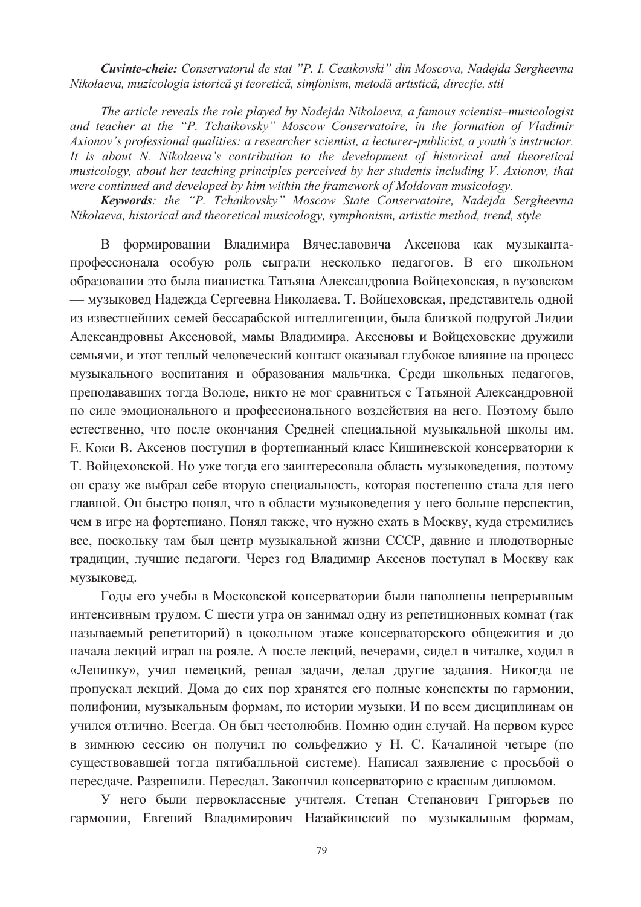***Cuvinte-cheie:*** *Conservatorul de stat "P. I. Ceaikovski" din Moscova, Nadejda Sergheevna Nikolaeva, muzicologia istorică şi teoretică, simfonism, metodă artistică, direcţie, stil*

*The article reveals the role played by Nadejda Nikolaeva, a famous scientist–musicologist and teacher at the "P. Tchaikovsky" Moscow Conservatoire, in the formation of Vladimir Axionov's professional qualities: a researcher scientist, a lecturer-publicist, a youth's instructor. It is about N. Nikolaeva's contribution to the development of historical and theoretical musicology, about her teaching principles perceived by her students including V. Axionov, that were continued and developed by him within the framework of Moldovan musicology.*

***Keywords****: the "P. Tchaikovsky" Moscow State Conservatoire, Nadejda Sergheevna Nikolaeva, historical and theoretical musicology, symphonism, artistic method, trend, style*

В формировании Владимира Вячеславовича Аксенова как музыканта-профессионала особую роль сыграли несколько педагогов. В его школьном образовании это была пианистка Татьяна Александровна Войцеховская, в вузовском — музыковед Надежда Сергеевна Николаева. Т. Войцеховская, представитель одной из известнейших семей бессарабской интеллигенции, была близкой подругой Лидии Александровны Аксеновой, мамы Владимира. Аксеновы и Войцеховские дружили семьями, и этот теплый человеческий контакт оказывал глубокое влияние на процесс музыкального воспитания и образования мальчика. Среди школьных педагогов, преподававших тогда Володе, никто не мог сравниться с Татьяной Александровной по силе эмоционального и профессионального воздействия на него. Поэтому было естественно, что после окончания Средней специальной музыкальной школы им. Е. Коки В. Аксенов поступил в фортепианный класс Кишиневской консерватории к Т. Войцеховской. Но уже тогда его заинтересовала область музыковедения, поэтому он сразу же выбрал себе вторую специальность, которая постепенно стала для него главной. Он быстро понял, что в области музыковедения у него больше перспектив, чем в игре на фортепиано. Понял также, что нужно ехать в Москву, куда стремились все, поскольку там был центр музыкальной жизни СССР, давние и плодотворные традиции, лучшие педагоги. Через год Владимир Аксенов поступал в Москву как музыковед.

Годы его учебы в Московской консерватории были наполнены непрерывным интенсивным трудом. С шести утра он занимал одну из репетиционных комнат (так называемый репетиторий) в цокольном этаже консерваторского общежития и до начала лекций играл на рояле. А после лекций, вечерами, сидел в читалке, ходил в «Ленинку», учил немецкий, решал задачи, делал другие задания. Никогда не пропускал лекций. Дома до сих пор хранятся его полные конспекты по гармонии, полифонии, музыкальным формам, по истории музыки. И по всем дисциплинам он учился отлично. Всегда. Он был честолюбив. Помню один случай. На первом курсе в зимнюю сессию он получил по сольфеджио у Н. С. Качалиной четыре (по существовавшей тогда пятибалльной системе). Написал заявление с просьбой о пересдаче. Разрешили. Пересдал. Закончил консерваторию с красным дипломом.

У него были первоклассные учителя. Степан Степанович Григорьев по гармонии, Евгений Владимирович Назайкинский по музыкальным формам,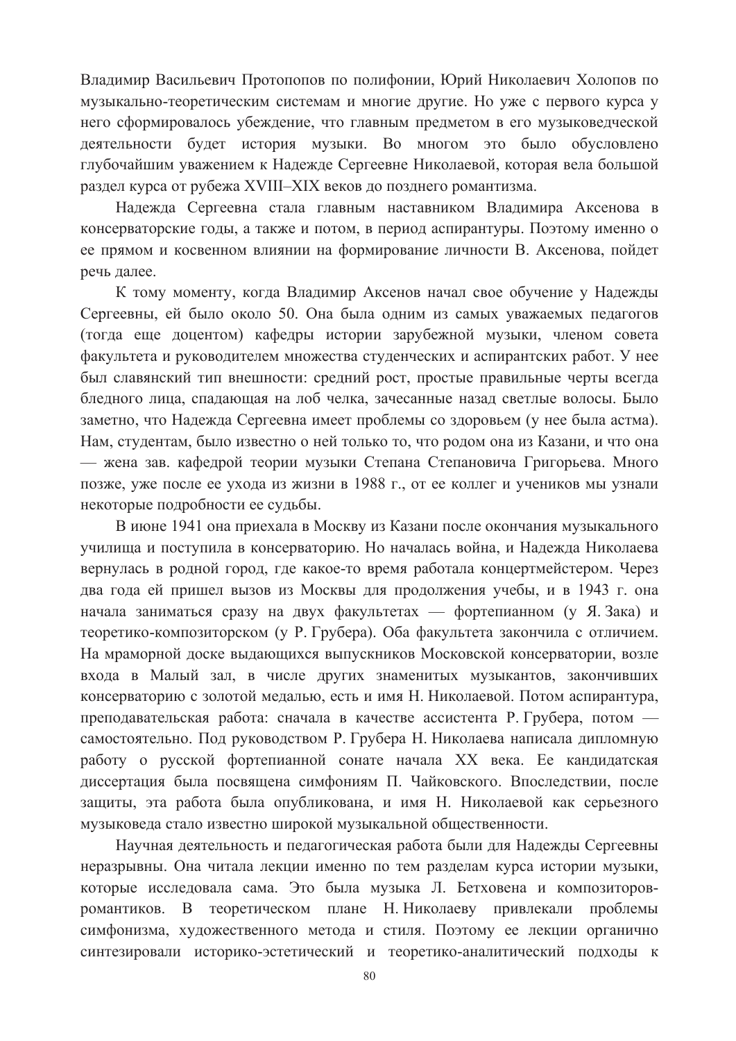Владимир Васильевич Протопопов по полифонии, Юрий Николаевич Холопов по музыкально-теоретическим системам и многие другие. Но уже с первого курса у него сформировалось убеждение, что главным предметом в его музыковедческой деятельности будет история музыки. Во многом это было обусловлено глубочайшим уважением к Надежде Сергеевне Николаевой, которая вела большой раздел курса от рубежа XVIII–XIX веков до позднего романтизма.

Надежда Сергеевна стала главным наставником Владимира Аксенова в консерваторские годы, а также и потом, в период аспирантуры. Поэтому именно о ее прямом и косвенном влиянии на формирование личности В. Аксенова, пойдет речь далее.

К тому моменту, когда Владимир Аксенов начал свое обучение у Надежды Сергеевны, ей было около 50. Она была одним из самых уважаемых педагогов (тогда еще доцентом) кафедры истории зарубежной музыки, членом совета факультета и руководителем множества студенческих и аспирантских работ. У нее был славянский тип внешности: средний рост, простые правильные черты всегда бледного лица, спадающая на лоб челка, зачесанные назад светлые волосы. Было заметно, что Надежда Сергеевна имеет проблемы со здоровьем (у нее была астма). Нам, студентам, было известно о ней только то, что родом она из Казани, и что она — жена зав. кафедрой теории музыки Степана Степановича Григорьева. Много позже, уже после ее ухода из жизни в 1988 г., от ее коллег и учеников мы узнали некоторые подробности ее судьбы.

В июне 1941 она приехала в Москву из Казани после окончания музыкального училища и поступила в консерваторию. Но началась война, и Надежда Николаева вернулась в родной город, где какое-то время работала концертмейстером. Через два года ей пришел вызов из Москвы для продолжения учебы, и в 1943 г. она начала заниматься сразу на двух факультетах — фортепианном (у Я. Зака) и теоретико-композиторском (у Р. Грубера). Оба факультета закончила с отличием. На мраморной доске выдающихся выпускников Московской консерватории, возле входа в Малый зал, в числе других знаменитых музыкантов, закончивших консерваторию с золотой медалью, есть и имя Н. Николаевой. Потом аспирантура, преподавательская работа: сначала в качестве ассистента Р. Грубера, потом — самостоятельно. Под руководством Р. Грубера Н. Николаева написала дипломную работу о русской фортепианной сонате начала XX века. Ее кандидатская диссертация была посвящена симфониям П. Чайковского. Впоследствии, после защиты, эта работа была опубликована, и имя Н. Николаевой как серьезного музыковеда стало известно широкой музыкальной общественности.

Научная деятельность и педагогическая работа были для Надежды Сергеевны неразрывны. Она читала лекции именно по тем разделам курса истории музыки, которые исследовала сама. Это была музыка Л. Бетховена и композиторов-романтиков. В теоретическом плане Н. Николаеву привлекали проблемы симфонизма, художественного метода и стиля. Поэтому ее лекции органично синтезировали историко-эстетический и теоретико-аналитический подходы к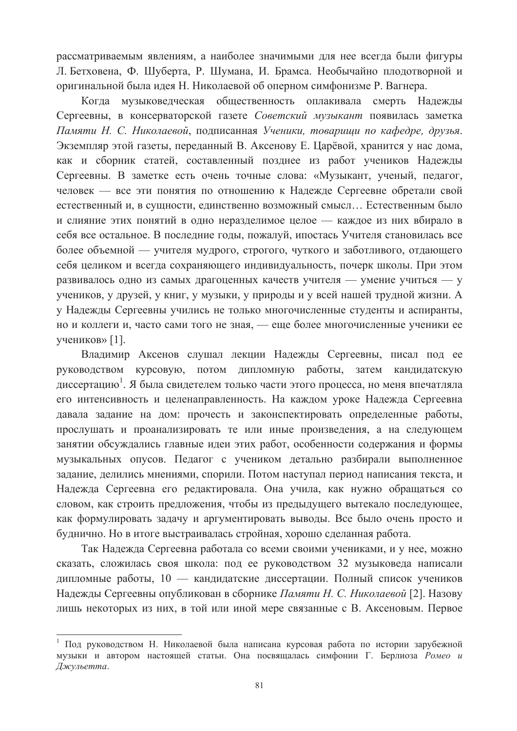рассматриваемым явлениям, а наиболее значимыми для нее всегда были фигуры Л. Бетховена, Ф. Шуберта, Р. Шумана, И. Брамса. Необычайно плодотворной и оригинальной была идея Н. Николаевой об оперном симфонизме Р. Вагнера.

Когда музыковедческая общественность оплакивала смерть Надежды Сергеевны, в консерваторской газете *Советский музыкант* появилась заметка *Памяти Н. С. Николаевой*, подписанная *Ученики, товарищи по кафедре, друзья*. Экземпляр этой газеты, переданный В. Аксенову Е. Царёвой, хранится у нас дома, как и сборник статей, составленный позднее из работ учеников Надежды Сергеевны. В заметке есть очень точные слова: «Музыкант, ученый, педагог, человек — все эти понятия по отношению к Надежде Сергеевне обретали свой естественный и, в сущности, единственно возможный смысл… Естественным было и слияние этих понятий в одно неразделимое целое — каждое из них вбирало в себя все остальное. В последние годы, пожалуй, ипостась Учителя становилась все более объемной — учителя мудрого, строгого, чуткого и заботливого, отдающего себя целиком и всегда сохраняющего индивидуальность, почерк школы. При этом развивалось одно из самых драгоценных качеств учителя — умение учиться — у учеников, у друзей, у книг, у музыки, у природы и у всей нашей трудной жизни. А у Надежды Сергеевны учились не только многочисленные студенты и аспиранты, но и коллеги и, часто сами того не зная, — еще более многочисленные ученики ее учеников» [1].

Владимир Аксенов слушал лекции Надежды Сергеевны, писал под ее руководством курсовую, потом дипломную работы, затем кандидатскую диссертацию[1]. Я была свидетелем только части этого процесса, но меня впечатляла его интенсивность и целенаправленность. На каждом уроке Надежда Сергеевна давала задание на дом: прочесть и законспектировать определенные работы, прослушать и проанализировать те или иные произведения, а на следующем занятии обсуждались главные идеи этих работ, особенности содержания и формы музыкальных опусов. Педагог с учеником детально разбирали выполненное задание, делились мнениями, спорили. Потом наступал период написания текста, и Надежда Сергеевна его редактировала. Она учила, как нужно обращаться со словом, как строить предложения, чтобы из предыдущего вытекало последующее, как формулировать задачу и аргументировать выводы. Все было очень просто и буднично. Но в итоге выстраивалась стройная, хорошо сделанная работа.

Так Надежда Сергеевна работала со всеми своими учениками, и у нее, можно сказать, сложилась своя школа: под ее руководством 32 музыковеда написали дипломные работы, 10 — кандидатские диссертации. Полный список учеников Надежды Сергеевны опубликован в сборнике *Памяти Н. С. Николаевой* [2]. Назову лишь некоторых из них, в той или иной мере связанные с В. Аксеновым. Первое

---

[1] Под руководством Н. Николаевой была написана курсовая работа по истории зарубежной музыки и автором настоящей статьи. Она посвящалась симфонии Г. Берлиоза *Ромео и Джульетта*.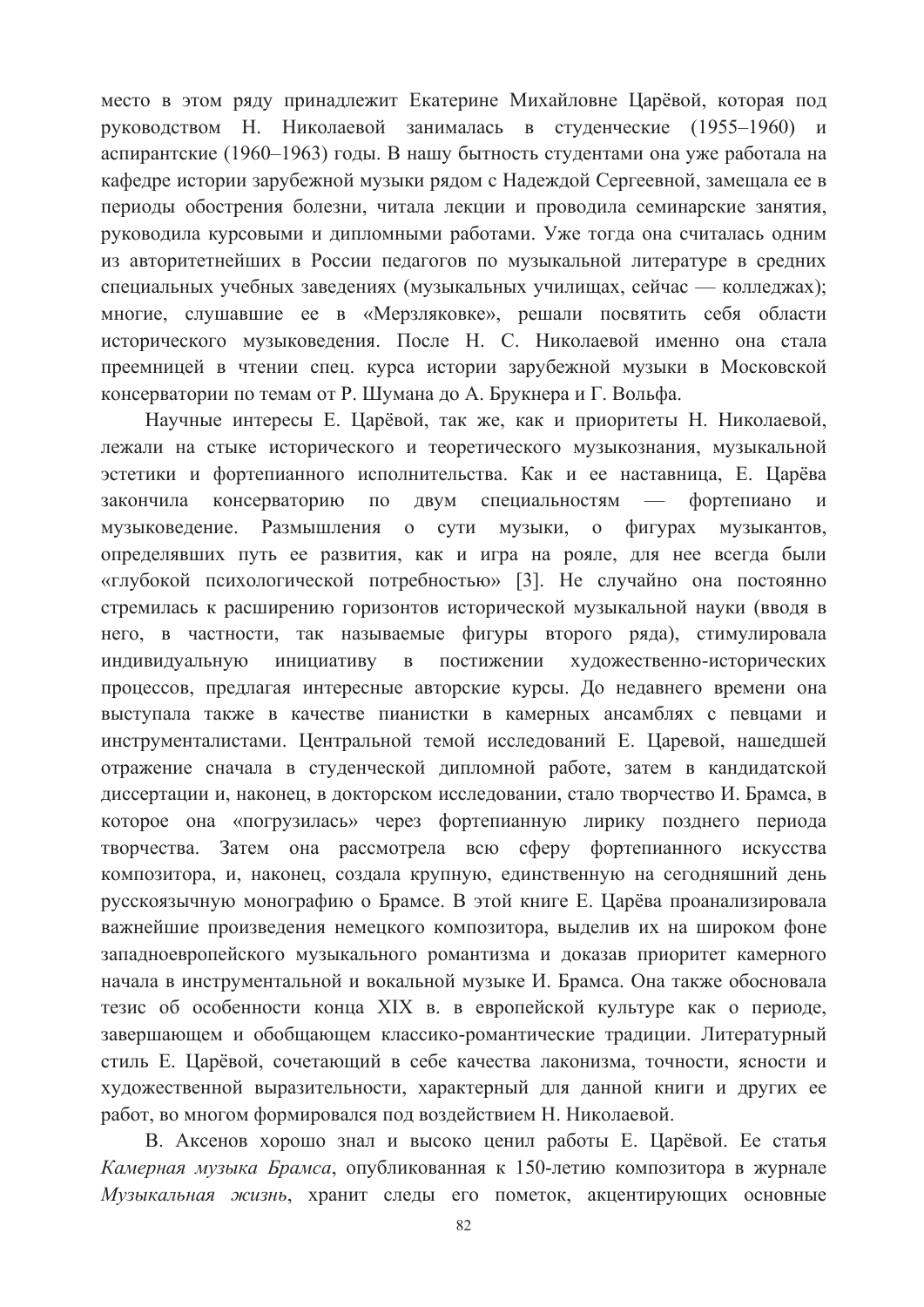место в этом ряду принадлежит Екатерине Михайловне Царёвой, которая под руководством Н. Николаевой занималась в студенческие (1955–1960) и аспирантские (1960–1963) годы. В нашу бытность студентами она уже работала на кафедре истории зарубежной музыки рядом с Надеждой Сергеевной, замещала ее в периоды обострения болезни, читала лекции и проводила семинарские занятия, руководила курсовыми и дипломными работами. Уже тогда она считалась одним из авторитетнейших в России педагогов по музыкальной литературе в средних специальных учебных заведениях (музыкальных училищах, сейчас — колледжах); многие, слушавшие ее в «Мерзляковке», решали посвятить себя области исторического музыковедения. После Н. С. Николаевой именно она стала преемницей в чтении спец. курса истории зарубежной музыки в Московской консерватории по темам от Р. Шумана до А. Брукнера и Г. Вольфа.

Научные интересы Е. Царёвой, так же, как и приоритеты Н. Николаевой, лежали на стыке исторического и теоретического музыкознания, музыкальной эстетики и фортепианного исполнительства. Как и ее наставница, Е. Царёва закончила консерваторию по двум специальностям — фортепиано и музыковедение. Размышления о сути музыки, о фигурах музыкантов, определявших путь ее развития, как и игра на рояле, для нее всегда были «глубокой психологической потребностью» [3]. Не случайно она постоянно стремилась к расширению горизонтов исторической музыкальной науки (вводя в него, в частности, так называемые фигуры второго ряда), стимулировала индивидуальную инициативу в постижении художественно-исторических процессов, предлагая интересные авторские курсы. До недавнего времени она выступала также в качестве пианистки в камерных ансамблях с певцами и инструменталистами. Центральной темой исследований Е. Царевой, нашедшей отражение сначала в студенческой дипломной работе, затем в кандидатской диссертации и, наконец, в докторском исследовании, стало творчество И. Брамса, в которое она «погрузилась» через фортепианную лирику позднего периода творчества. Затем она рассмотрела всю сферу фортепианного искусства композитора, и, наконец, создала крупную, единственную на сегодняшний день русскоязычную монографию о Брамсе. В этой книге Е. Царёва проанализировала важнейшие произведения немецкого композитора, выделив их на широком фоне западноевропейского музыкального романтизма и доказав приоритет камерного начала в инструментальной и вокальной музыке И. Брамса. Она также обосновала тезис об особенности конца XIX в. в европейской культуре как о периоде, завершающем и обобщающем классико-романтические традиции. Литературный стиль Е. Царёвой, сочетающий в себе качества лаконизма, точности, ясности и художественной выразительности, характерный для данной книги и других ее работ, во многом формировался под воздействием Н. Николаевой.

В. Аксенов хорошо знал и высоко ценил работы Е. Царёвой. Ее статья *Камерная музыка Брамса*, опубликованная к 150-летию композитора в журнале *Музыкальная жизнь*, хранит следы его пометок, акцентирующих основные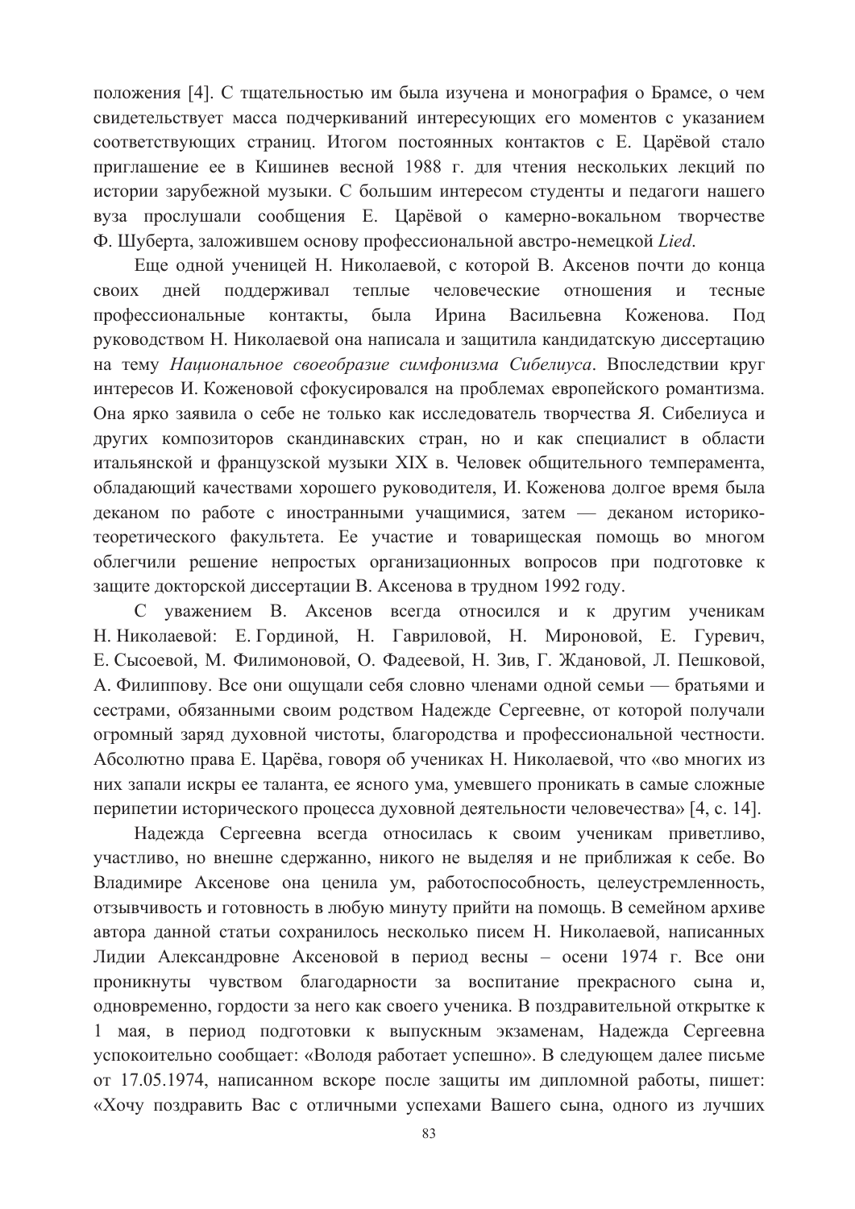положения [4]. С тщательностью им была изучена и монография о Брамсе, о чем свидетельствует масса подчеркиваний интересующих его моментов с указанием соответствующих страниц. Итогом постоянных контактов с Е. Царёвой стало приглашение ее в Кишинев весной 1988 г. для чтения нескольких лекций по истории зарубежной музыки. С большим интересом студенты и педагоги нашего вуза прослушали сообщения Е. Царёвой о камерно-вокальном творчестве Ф. Шуберта, заложившем основу профессиональной австро-немецкой *Lied*.

Еще одной ученицей Н. Николаевой, с которой В. Аксенов почти до конца своих дней поддерживал теплые человеческие отношения и тесные профессиональные контакты, была Ирина Васильевна Коженова. Под руководством Н. Николаевой она написала и защитила кандидатскую диссертацию на тему *Национальное своеобразие симфонизма Сибелиуса*. Впоследствии круг интересов И. Коженовой сфокусировался на проблемах европейского романтизма. Она ярко заявила о себе не только как исследователь творчества Я. Сибелиуса и других композиторов скандинавских стран, но и как специалист в области итальянской и французской музыки XIX в. Человек общительного темперамента, обладающий качествами хорошего руководителя, И. Коженова долгое время была деканом по работе с иностранными учащимися, затем — деканом историко-теоретического факультета. Ее участие и товарищеская помощь во многом облегчили решение непростых организационных вопросов при подготовке к защите докторской диссертации В. Аксенова в трудном 1992 году.

С уважением В. Аксенов всегда относился и к другим ученикам Н. Николаевой: Е. Гординой, Н. Гавриловой, Н. Мироновой, Е. Гуревич, Е. Сысоевой, М. Филимоновой, О. Фадеевой, Н. Зив, Г. Ждановой, Л. Пешковой, А. Филиппову. Все они ощущали себя словно членами одной семьи — братьями и сестрами, обязанными своим родством Надежде Сергеевне, от которой получали огромный заряд духовной чистоты, благородства и профессиональной честности. Абсолютно права Е. Царёва, говоря об учениках Н. Николаевой, что «во многих из них запали искры ее таланта, ее ясного ума, умевшего проникать в самые сложные перипетии исторического процесса духовной деятельности человечества» [4, с. 14].

Надежда Сергеевна всегда относилась к своим ученикам приветливо, участливо, но внешне сдержанно, никого не выделяя и не приближая к себе. Во Владимире Аксенове она ценила ум, работоспособность, целеустремленность, отзывчивость и готовность в любую минуту прийти на помощь. В семейном архиве автора данной статьи сохранилось несколько писем Н. Николаевой, написанных Лидии Александровне Аксеновой в период весны – осени 1974 г. Все они проникнуты чувством благодарности за воспитание прекрасного сына и, одновременно, гордости за него как своего ученика. В поздравительной открытке к 1 мая, в период подготовки к выпускным экзаменам, Надежда Сергеевна успокоительно сообщает: «Володя работает успешно». В следующем далее письме от 17.05.1974, написанном вскоре после защиты им дипломной работы, пишет: «Хочу поздравить Вас с отличными успехами Вашего сына, одного из лучших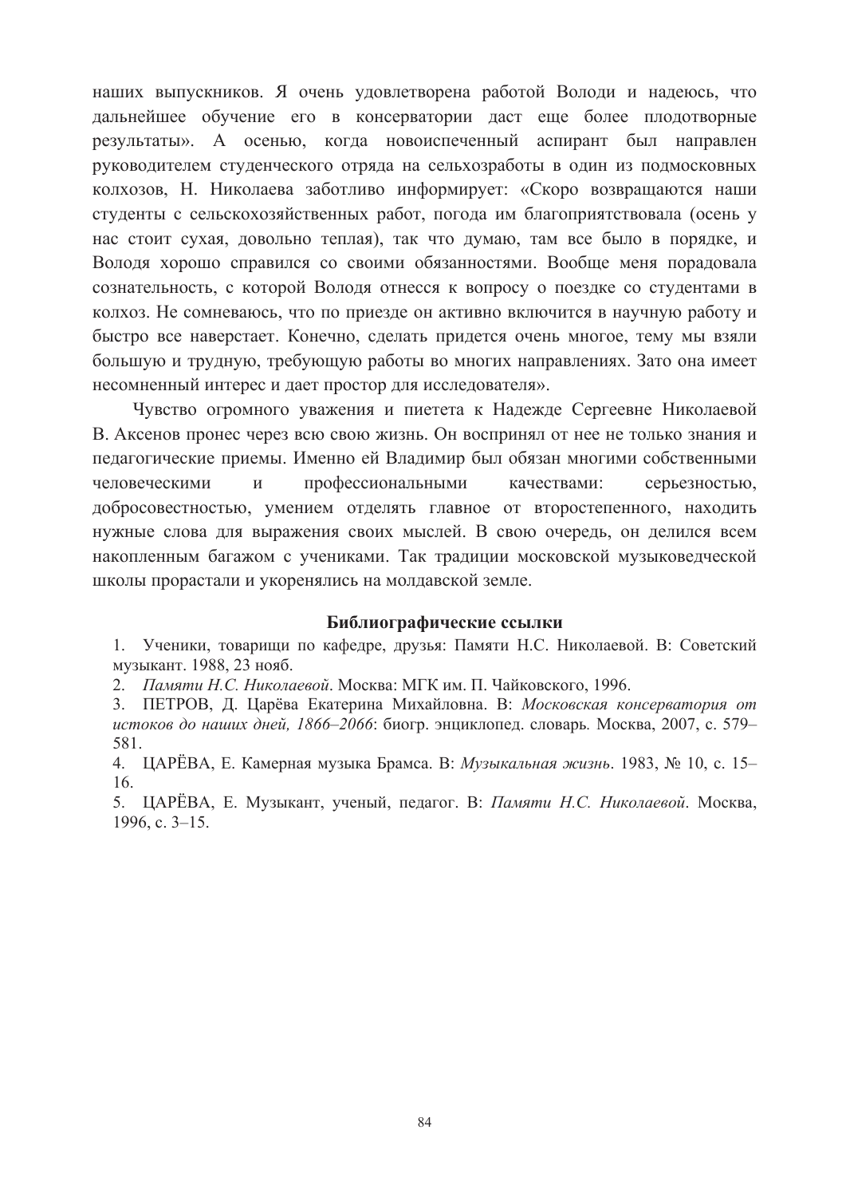наших выпускников. Я очень удовлетворена работой Володи и надеюсь, что дальнейшее обучение его в консерватории даст еще более плодотворные результаты». А осенью, когда новоиспеченный аспирант был направлен руководителем студенческого отряда на сельхозработы в один из подмосковных колхозов, Н. Николаева заботливо информирует: «Скоро возвращаются наши студенты с сельскохозяйственных работ, погода им благоприятствовала (осень у нас стоит сухая, довольно теплая), так что думаю, там все было в порядке, и Володя хорошо справился со своими обязанностями. Вообще меня порадовала сознательность, с которой Володя отнесся к вопросу о поездке со студентами в колхоз. Не сомневаюсь, что по приезде он активно включится в научную работу и быстро все наверстает. Конечно, сделать придется очень многое, тему мы взяли большую и трудную, требующую работы во многих направлениях. Зато она имеет несомненный интерес и дает простор для исследователя».

Чувство огромного уважения и пиетета к Надежде Сергеевне Николаевой В. Аксенов пронес через всю свою жизнь. Он воспринял от нее не только знания и педагогические приемы. Именно ей Владимир был обязан многими собственными человеческими и профессиональными качествами: серьезностью, добросовестностью, умением отделять главное от второстепенного, находить нужные слова для выражения своих мыслей. В свою очередь, он делился всем накопленным багажом с учениками. Так традиции московской музыковедческой школы прорастали и укоренялись на молдавской земле.

## Библиографические ссылки

1. Ученики, товарищи по кафедре, друзья: Памяти Н.С. Николаевой. В: Советский музыкант. 1988, 23 нояб.
2. *Памяти Н.С. Николаевой*. Москва: МГК им. П. Чайковского, 1996.
3. ПЕТРОВ, Д. Царёва Екатерина Михайловна. В: *Московская консерватория от истоков до наших дней, 1866–2066*: биогр. энциклопед. словарь. Москва, 2007, с. 579–581.
4. ЦАРЁВА, Е. Камерная музыка Брамса. В: *Музыкальная жизнь*. 1983, № 10, с. 15–16.
5. ЦАРЁВА, Е. Музыкант, ученый, педагог. В: *Памяти Н.С. Николаевой*. Москва, 1996, с. 3–15.